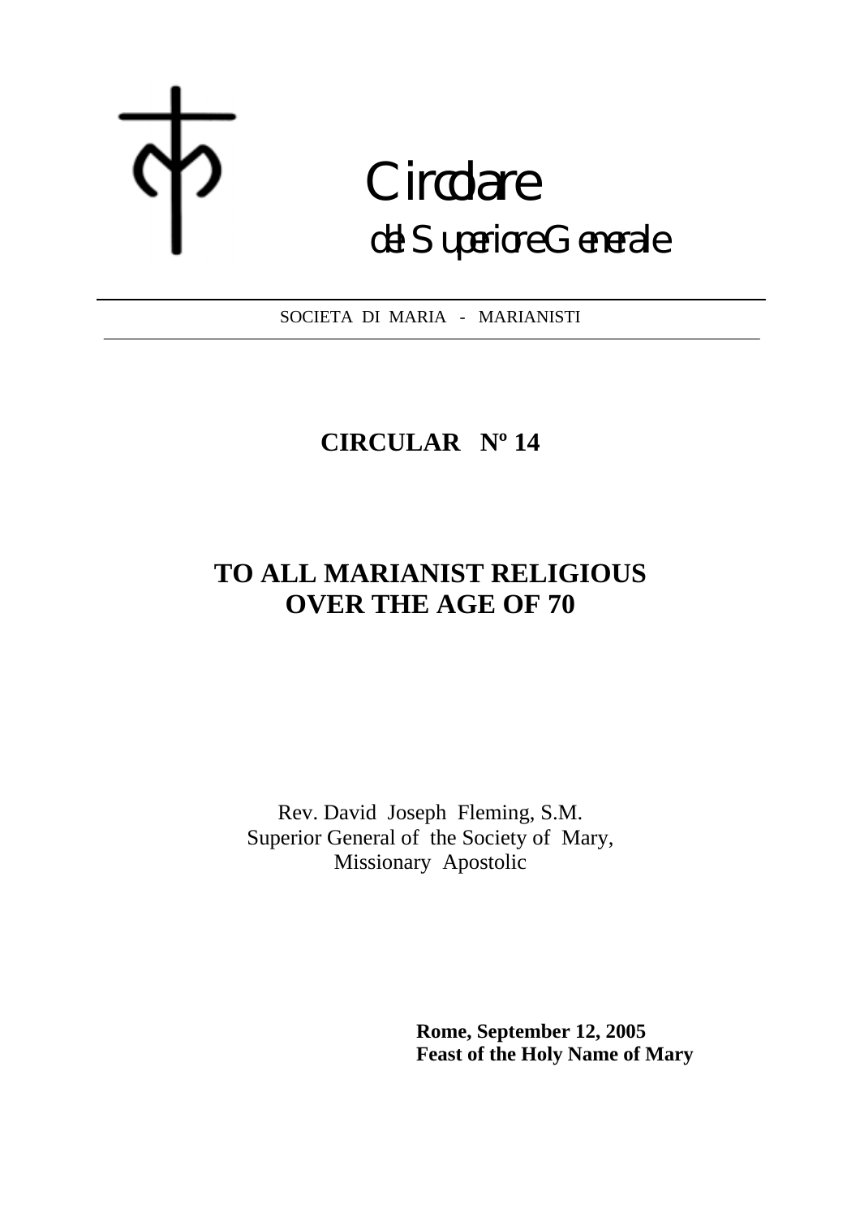# Circolare

## del Superiore Generale

SOCIETA DI MARIA - MARIANISTI

---

## CIRCULAR Nº 14

## TO ALL MARIANIST RELIGIOUS OVER THE AGE OF 70

Rev. David Joseph Fleming, S.M.
Superior General of the Society of Mary,
Missionary Apostolic

**Rome, September 12, 2005**
**Feast of the Holy Name of Mary**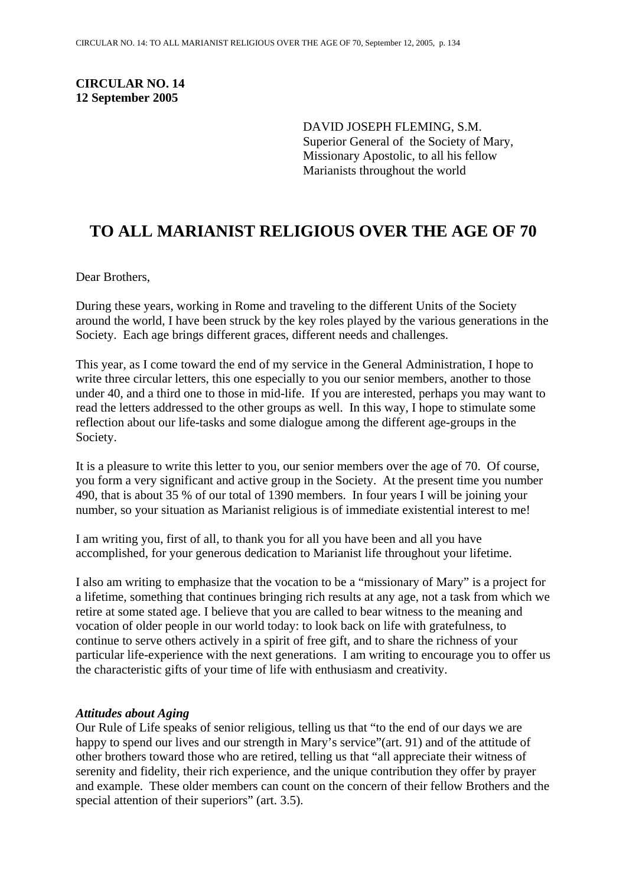**CIRCULAR NO. 14**
**12 September 2005**

DAVID JOSEPH FLEMING, S.M.
Superior General of the Society of Mary,
Missionary Apostolic, to all his fellow
Marianists throughout the world

# TO ALL MARIANIST RELIGIOUS OVER THE AGE OF 70

Dear Brothers,

During these years, working in Rome and traveling to the different Units of the Society around the world, I have been struck by the key roles played by the various generations in the Society. Each age brings different graces, different needs and challenges.

This year, as I come toward the end of my service in the General Administration, I hope to write three circular letters, this one especially to you our senior members, another to those under 40, and a third one to those in mid-life. If you are interested, perhaps you may want to read the letters addressed to the other groups as well. In this way, I hope to stimulate some reflection about our life-tasks and some dialogue among the different age-groups in the Society.

It is a pleasure to write this letter to you, our senior members over the age of 70. Of course, you form a very significant and active group in the Society. At the present time you number 490, that is about 35 % of our total of 1390 members. In four years I will be joining your number, so your situation as Marianist religious is of immediate existential interest to me!

I am writing you, first of all, to thank you for all you have been and all you have accomplished, for your generous dedication to Marianist life throughout your lifetime.

I also am writing to emphasize that the vocation to be a "missionary of Mary" is a project for a lifetime, something that continues bringing rich results at any age, not a task from which we retire at some stated age. I believe that you are called to bear witness to the meaning and vocation of older people in our world today: to look back on life with gratefulness, to continue to serve others actively in a spirit of free gift, and to share the richness of your particular life-experience with the next generations. I am writing to encourage you to offer us the characteristic gifts of your time of life with enthusiasm and creativity.

***Attitudes about Aging***

Our Rule of Life speaks of senior religious, telling us that "to the end of our days we are happy to spend our lives and our strength in Mary's service"(art. 91) and of the attitude of other brothers toward those who are retired, telling us that "all appreciate their witness of serenity and fidelity, their rich experience, and the unique contribution they offer by prayer and example. These older members can count on the concern of their fellow Brothers and the special attention of their superiors" (art. 3.5).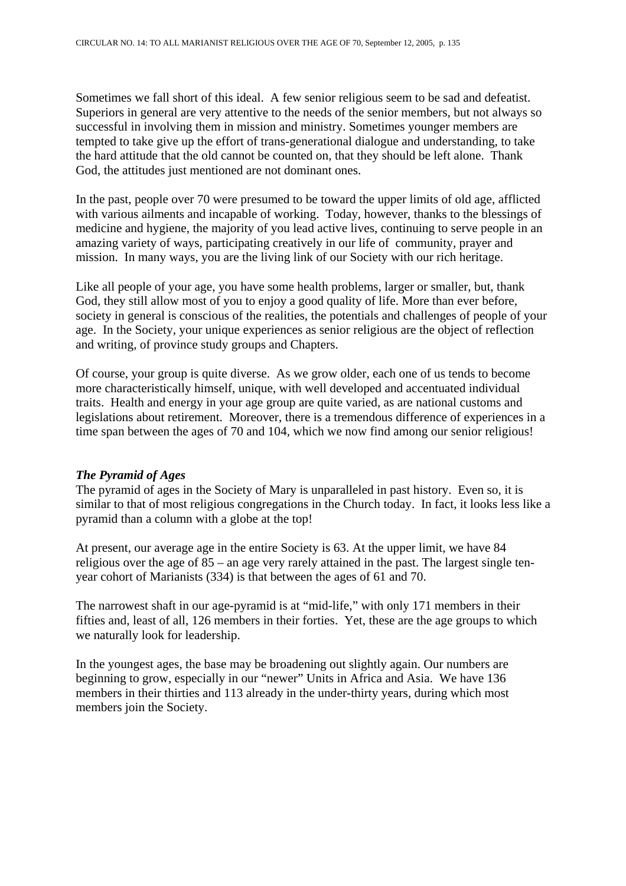Sometimes we fall short of this ideal. A few senior religious seem to be sad and defeatist. Superiors in general are very attentive to the needs of the senior members, but not always so successful in involving them in mission and ministry. Sometimes younger members are tempted to take give up the effort of trans-generational dialogue and understanding, to take the hard attitude that the old cannot be counted on, that they should be left alone. Thank God, the attitudes just mentioned are not dominant ones.

In the past, people over 70 were presumed to be toward the upper limits of old age, afflicted with various ailments and incapable of working. Today, however, thanks to the blessings of medicine and hygiene, the majority of you lead active lives, continuing to serve people in an amazing variety of ways, participating creatively in our life of community, prayer and mission. In many ways, you are the living link of our Society with our rich heritage.

Like all people of your age, you have some health problems, larger or smaller, but, thank God, they still allow most of you to enjoy a good quality of life. More than ever before, society in general is conscious of the realities, the potentials and challenges of people of your age. In the Society, your unique experiences as senior religious are the object of reflection and writing, of province study groups and Chapters.

Of course, your group is quite diverse. As we grow older, each one of us tends to become more characteristically himself, unique, with well developed and accentuated individual traits. Health and energy in your age group are quite varied, as are national customs and legislations about retirement. Moreover, there is a tremendous difference of experiences in a time span between the ages of 70 and 104, which we now find among our senior religious!

### *The Pyramid of Ages*

The pyramid of ages in the Society of Mary is unparalleled in past history. Even so, it is similar to that of most religious congregations in the Church today. In fact, it looks less like a pyramid than a column with a globe at the top!

At present, our average age in the entire Society is 63. At the upper limit, we have 84 religious over the age of 85 – an age very rarely attained in the past. The largest single ten-year cohort of Marianists (334) is that between the ages of 61 and 70.

The narrowest shaft in our age-pyramid is at "mid-life," with only 171 members in their fifties and, least of all, 126 members in their forties. Yet, these are the age groups to which we naturally look for leadership.

In the youngest ages, the base may be broadening out slightly again. Our numbers are beginning to grow, especially in our "newer" Units in Africa and Asia. We have 136 members in their thirties and 113 already in the under-thirty years, during which most members join the Society.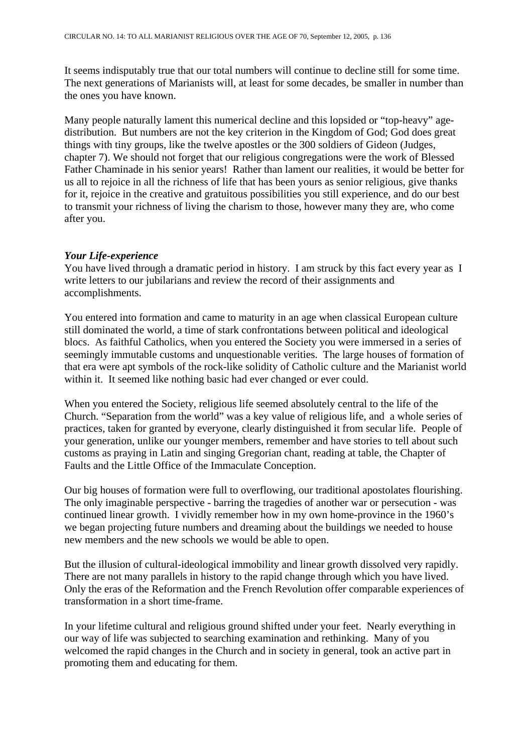It seems indisputably true that our total numbers will continue to decline still for some time. The next generations of Marianists will, at least for some decades, be smaller in number than the ones you have known.

Many people naturally lament this numerical decline and this lopsided or "top-heavy" age-distribution. But numbers are not the key criterion in the Kingdom of God; God does great things with tiny groups, like the twelve apostles or the 300 soldiers of Gideon (Judges, chapter 7). We should not forget that our religious congregations were the work of Blessed Father Chaminade in his senior years! Rather than lament our realities, it would be better for us all to rejoice in all the richness of life that has been yours as senior religious, give thanks for it, rejoice in the creative and gratuitous possibilities you still experience, and do our best to transmit your richness of living the charism to those, however many they are, who come after you.

### *Your Life-experience*

You have lived through a dramatic period in history. I am struck by this fact every year as I write letters to our jubilarians and review the record of their assignments and accomplishments.

You entered into formation and came to maturity in an age when classical European culture still dominated the world, a time of stark confrontations between political and ideological blocs. As faithful Catholics, when you entered the Society you were immersed in a series of seemingly immutable customs and unquestionable verities. The large houses of formation of that era were apt symbols of the rock-like solidity of Catholic culture and the Marianist world within it. It seemed like nothing basic had ever changed or ever could.

When you entered the Society, religious life seemed absolutely central to the life of the Church. "Separation from the world" was a key value of religious life, and a whole series of practices, taken for granted by everyone, clearly distinguished it from secular life. People of your generation, unlike our younger members, remember and have stories to tell about such customs as praying in Latin and singing Gregorian chant, reading at table, the Chapter of Faults and the Little Office of the Immaculate Conception.

Our big houses of formation were full to overflowing, our traditional apostolates flourishing. The only imaginable perspective - barring the tragedies of another war or persecution - was continued linear growth. I vividly remember how in my own home-province in the 1960's we began projecting future numbers and dreaming about the buildings we needed to house new members and the new schools we would be able to open.

But the illusion of cultural-ideological immobility and linear growth dissolved very rapidly. There are not many parallels in history to the rapid change through which you have lived. Only the eras of the Reformation and the French Revolution offer comparable experiences of transformation in a short time-frame.

In your lifetime cultural and religious ground shifted under your feet. Nearly everything in our way of life was subjected to searching examination and rethinking. Many of you welcomed the rapid changes in the Church and in society in general, took an active part in promoting them and educating for them.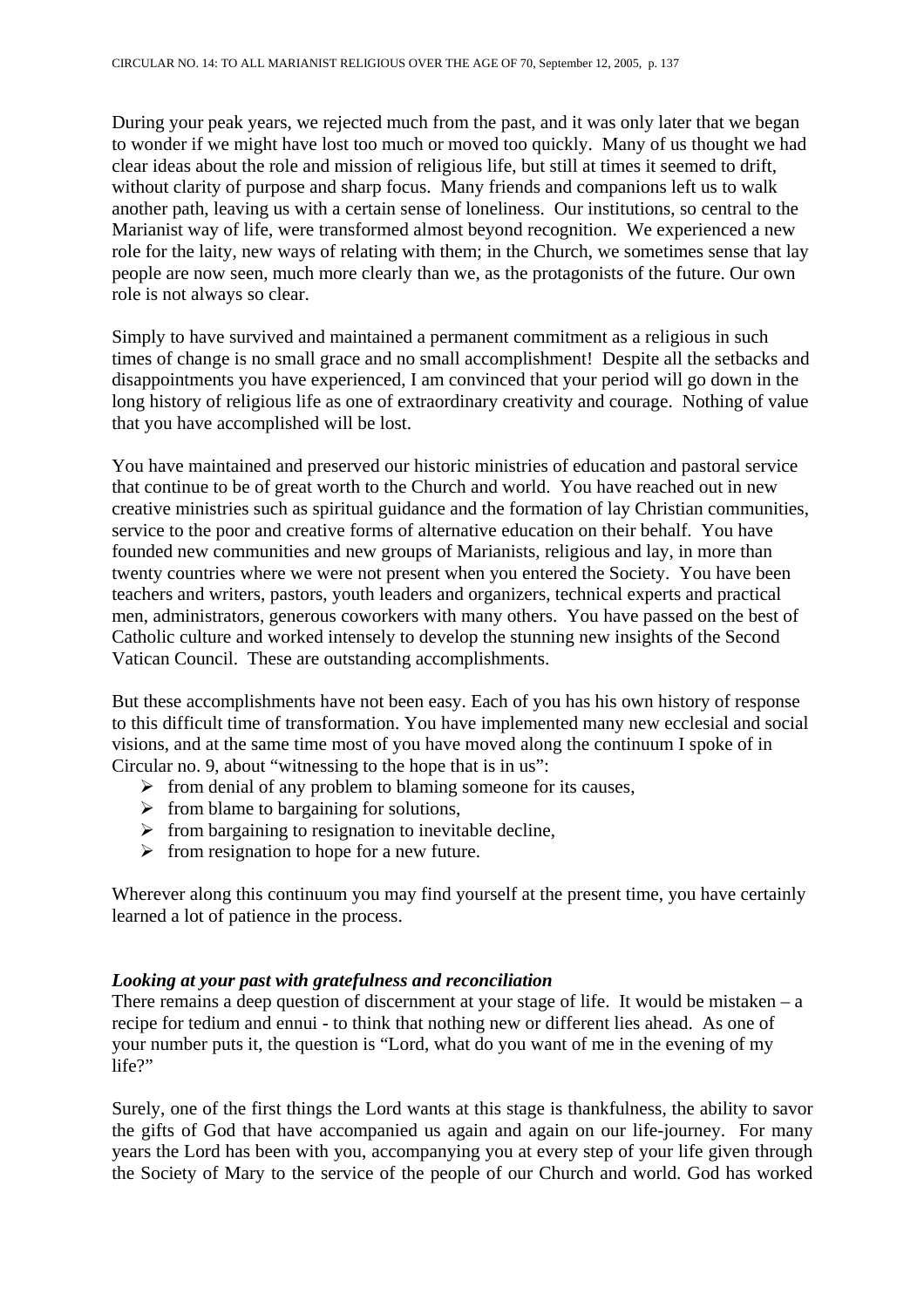During your peak years, we rejected much from the past, and it was only later that we began to wonder if we might have lost too much or moved too quickly. Many of us thought we had clear ideas about the role and mission of religious life, but still at times it seemed to drift, without clarity of purpose and sharp focus. Many friends and companions left us to walk another path, leaving us with a certain sense of loneliness. Our institutions, so central to the Marianist way of life, were transformed almost beyond recognition. We experienced a new role for the laity, new ways of relating with them; in the Church, we sometimes sense that lay people are now seen, much more clearly than we, as the protagonists of the future. Our own role is not always so clear.

Simply to have survived and maintained a permanent commitment as a religious in such times of change is no small grace and no small accomplishment! Despite all the setbacks and disappointments you have experienced, I am convinced that your period will go down in the long history of religious life as one of extraordinary creativity and courage. Nothing of value that you have accomplished will be lost.

You have maintained and preserved our historic ministries of education and pastoral service that continue to be of great worth to the Church and world. You have reached out in new creative ministries such as spiritual guidance and the formation of lay Christian communities, service to the poor and creative forms of alternative education on their behalf. You have founded new communities and new groups of Marianists, religious and lay, in more than twenty countries where we were not present when you entered the Society. You have been teachers and writers, pastors, youth leaders and organizers, technical experts and practical men, administrators, generous coworkers with many others. You have passed on the best of Catholic culture and worked intensely to develop the stunning new insights of the Second Vatican Council. These are outstanding accomplishments.

But these accomplishments have not been easy. Each of you has his own history of response to this difficult time of transformation. You have implemented many new ecclesial and social visions, and at the same time most of you have moved along the continuum I spoke of in Circular no. 9, about "witnessing to the hope that is in us":

- from denial of any problem to blaming someone for its causes,
- from blame to bargaining for solutions,
- from bargaining to resignation to inevitable decline,
- from resignation to hope for a new future.

Wherever along this continuum you may find yourself at the present time, you have certainly learned a lot of patience in the process.

### *Looking at your past with gratefulness and reconciliation*

There remains a deep question of discernment at your stage of life. It would be mistaken – a recipe for tedium and ennui - to think that nothing new or different lies ahead. As one of your number puts it, the question is "Lord, what do you want of me in the evening of my life?"

Surely, one of the first things the Lord wants at this stage is thankfulness, the ability to savor the gifts of God that have accompanied us again and again on our life-journey. For many years the Lord has been with you, accompanying you at every step of your life given through the Society of Mary to the service of the people of our Church and world. God has worked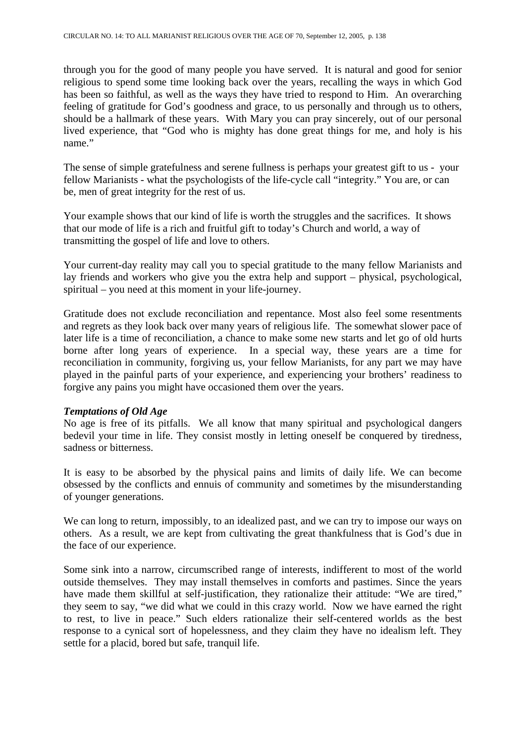through you for the good of many people you have served. It is natural and good for senior religious to spend some time looking back over the years, recalling the ways in which God has been so faithful, as well as the ways they have tried to respond to Him. An overarching feeling of gratitude for God's goodness and grace, to us personally and through us to others, should be a hallmark of these years. With Mary you can pray sincerely, out of our personal lived experience, that "God who is mighty has done great things for me, and holy is his name."

The sense of simple gratefulness and serene fullness is perhaps your greatest gift to us - your fellow Marianists - what the psychologists of the life-cycle call "integrity." You are, or can be, men of great integrity for the rest of us.

Your example shows that our kind of life is worth the struggles and the sacrifices. It shows that our mode of life is a rich and fruitful gift to today's Church and world, a way of transmitting the gospel of life and love to others.

Your current-day reality may call you to special gratitude to the many fellow Marianists and lay friends and workers who give you the extra help and support – physical, psychological, spiritual – you need at this moment in your life-journey.

Gratitude does not exclude reconciliation and repentance. Most also feel some resentments and regrets as they look back over many years of religious life. The somewhat slower pace of later life is a time of reconciliation, a chance to make some new starts and let go of old hurts borne after long years of experience. In a special way, these years are a time for reconciliation in community, forgiving us, your fellow Marianists, for any part we may have played in the painful parts of your experience, and experiencing your brothers' readiness to forgive any pains you might have occasioned them over the years.

***Temptations of Old Age***

No age is free of its pitfalls. We all know that many spiritual and psychological dangers bedevil your time in life. They consist mostly in letting oneself be conquered by tiredness, sadness or bitterness.

It is easy to be absorbed by the physical pains and limits of daily life. We can become obsessed by the conflicts and ennuis of community and sometimes by the misunderstanding of younger generations.

We can long to return, impossibly, to an idealized past, and we can try to impose our ways on others. As a result, we are kept from cultivating the great thankfulness that is God's due in the face of our experience.

Some sink into a narrow, circumscribed range of interests, indifferent to most of the world outside themselves. They may install themselves in comforts and pastimes. Since the years have made them skillful at self-justification, they rationalize their attitude: "We are tired," they seem to say, "we did what we could in this crazy world. Now we have earned the right to rest, to live in peace." Such elders rationalize their self-centered worlds as the best response to a cynical sort of hopelessness, and they claim they have no idealism left. They settle for a placid, bored but safe, tranquil life.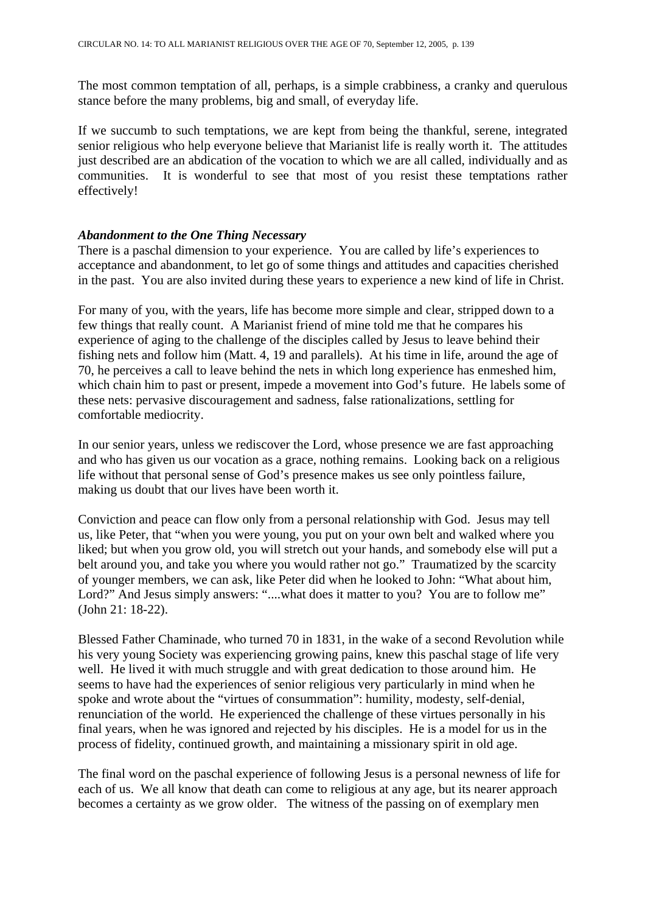The most common temptation of all, perhaps, is a simple crabbiness, a cranky and querulous stance before the many problems, big and small, of everyday life.

If we succumb to such temptations, we are kept from being the thankful, serene, integrated senior religious who help everyone believe that Marianist life is really worth it. The attitudes just described are an abdication of the vocation to which we are all called, individually and as communities. It is wonderful to see that most of you resist these temptations rather effectively!

***Abandonment to the One Thing Necessary***

There is a paschal dimension to your experience. You are called by life's experiences to acceptance and abandonment, to let go of some things and attitudes and capacities cherished in the past. You are also invited during these years to experience a new kind of life in Christ.

For many of you, with the years, life has become more simple and clear, stripped down to a few things that really count. A Marianist friend of mine told me that he compares his experience of aging to the challenge of the disciples called by Jesus to leave behind their fishing nets and follow him (Matt. 4, 19 and parallels). At his time in life, around the age of 70, he perceives a call to leave behind the nets in which long experience has enmeshed him, which chain him to past or present, impede a movement into God's future. He labels some of these nets: pervasive discouragement and sadness, false rationalizations, settling for comfortable mediocrity.

In our senior years, unless we rediscover the Lord, whose presence we are fast approaching and who has given us our vocation as a grace, nothing remains. Looking back on a religious life without that personal sense of God's presence makes us see only pointless failure, making us doubt that our lives have been worth it.

Conviction and peace can flow only from a personal relationship with God. Jesus may tell us, like Peter, that "when you were young, you put on your own belt and walked where you liked; but when you grow old, you will stretch out your hands, and somebody else will put a belt around you, and take you where you would rather not go." Traumatized by the scarcity of younger members, we can ask, like Peter did when he looked to John: "What about him, Lord?" And Jesus simply answers: "....what does it matter to you? You are to follow me" (John 21: 18-22).

Blessed Father Chaminade, who turned 70 in 1831, in the wake of a second Revolution while his very young Society was experiencing growing pains, knew this paschal stage of life very well. He lived it with much struggle and with great dedication to those around him. He seems to have had the experiences of senior religious very particularly in mind when he spoke and wrote about the "virtues of consummation": humility, modesty, self-denial, renunciation of the world. He experienced the challenge of these virtues personally in his final years, when he was ignored and rejected by his disciples. He is a model for us in the process of fidelity, continued growth, and maintaining a missionary spirit in old age.

The final word on the paschal experience of following Jesus is a personal newness of life for each of us. We all know that death can come to religious at any age, but its nearer approach becomes a certainty as we grow older. The witness of the passing on of exemplary men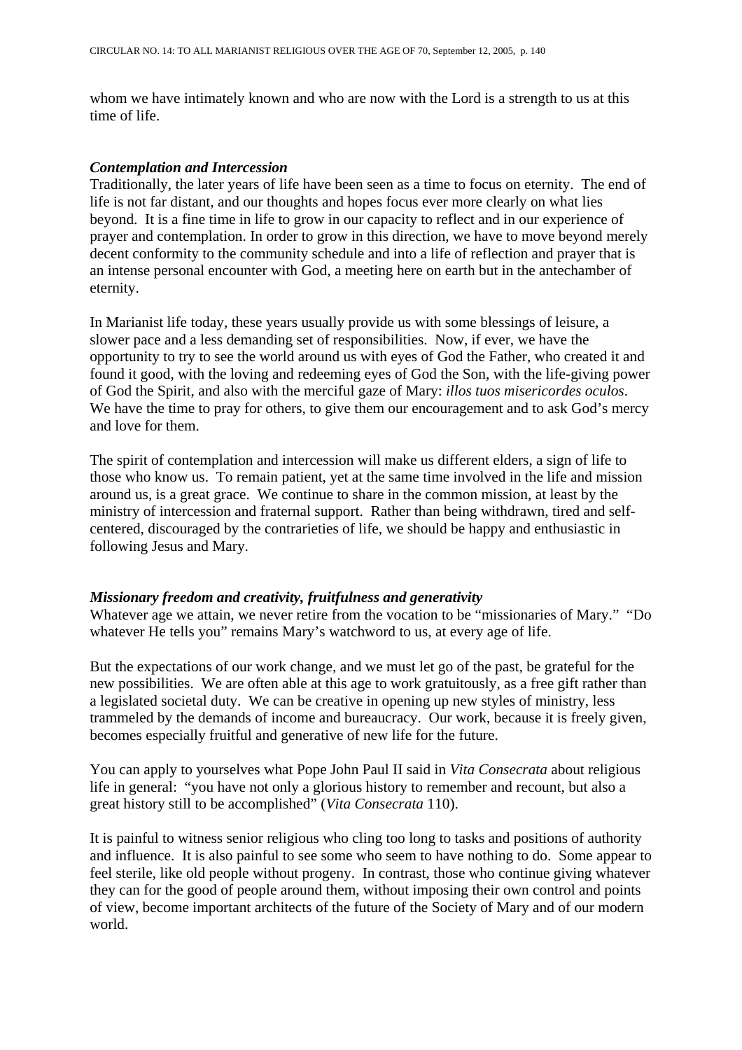whom we have intimately known and who are now with the Lord is a strength to us at this time of life.

### *Contemplation and Intercession*

Traditionally, the later years of life have been seen as a time to focus on eternity. The end of life is not far distant, and our thoughts and hopes focus ever more clearly on what lies beyond. It is a fine time in life to grow in our capacity to reflect and in our experience of prayer and contemplation. In order to grow in this direction, we have to move beyond merely decent conformity to the community schedule and into a life of reflection and prayer that is an intense personal encounter with God, a meeting here on earth but in the antechamber of eternity.

In Marianist life today, these years usually provide us with some blessings of leisure, a slower pace and a less demanding set of responsibilities. Now, if ever, we have the opportunity to try to see the world around us with eyes of God the Father, who created it and found it good, with the loving and redeeming eyes of God the Son, with the life-giving power of God the Spirit, and also with the merciful gaze of Mary: *illos tuos misericordes oculos*. We have the time to pray for others, to give them our encouragement and to ask God's mercy and love for them.

The spirit of contemplation and intercession will make us different elders, a sign of life to those who know us. To remain patient, yet at the same time involved in the life and mission around us, is a great grace. We continue to share in the common mission, at least by the ministry of intercession and fraternal support. Rather than being withdrawn, tired and self-centered, discouraged by the contrarieties of life, we should be happy and enthusiastic in following Jesus and Mary.

### *Missionary freedom and creativity, fruitfulness and generativity*

Whatever age we attain, we never retire from the vocation to be "missionaries of Mary." "Do whatever He tells you" remains Mary's watchword to us, at every age of life.

But the expectations of our work change, and we must let go of the past, be grateful for the new possibilities. We are often able at this age to work gratuitously, as a free gift rather than a legislated societal duty. We can be creative in opening up new styles of ministry, less trammeled by the demands of income and bureaucracy. Our work, because it is freely given, becomes especially fruitful and generative of new life for the future.

You can apply to yourselves what Pope John Paul II said in *Vita Consecrata* about religious life in general: "you have not only a glorious history to remember and recount, but also a great history still to be accomplished" (*Vita Consecrata* 110).

It is painful to witness senior religious who cling too long to tasks and positions of authority and influence. It is also painful to see some who seem to have nothing to do. Some appear to feel sterile, like old people without progeny. In contrast, those who continue giving whatever they can for the good of people around them, without imposing their own control and points of view, become important architects of the future of the Society of Mary and of our modern world.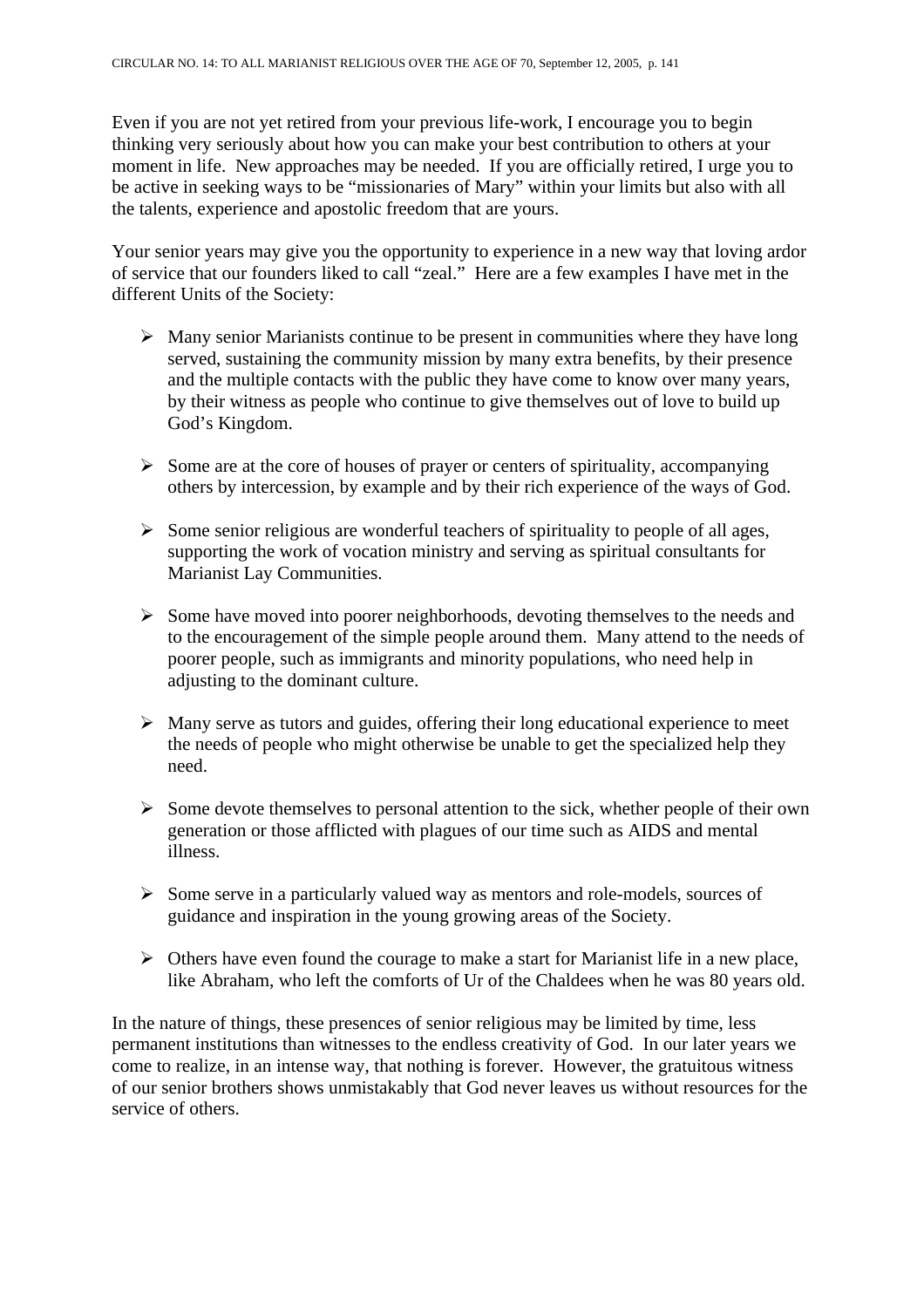Even if you are not yet retired from your previous life-work, I encourage you to begin thinking very seriously about how you can make your best contribution to others at your moment in life. New approaches may be needed. If you are officially retired, I urge you to be active in seeking ways to be "missionaries of Mary" within your limits but also with all the talents, experience and apostolic freedom that are yours.

Your senior years may give you the opportunity to experience in a new way that loving ardor of service that our founders liked to call "zeal." Here are a few examples I have met in the different Units of the Society:

- Many senior Marianists continue to be present in communities where they have long served, sustaining the community mission by many extra benefits, by their presence and the multiple contacts with the public they have come to know over many years, by their witness as people who continue to give themselves out of love to build up God's Kingdom.

- Some are at the core of houses of prayer or centers of spirituality, accompanying others by intercession, by example and by their rich experience of the ways of God.

- Some senior religious are wonderful teachers of spirituality to people of all ages, supporting the work of vocation ministry and serving as spiritual consultants for Marianist Lay Communities.

- Some have moved into poorer neighborhoods, devoting themselves to the needs and to the encouragement of the simple people around them. Many attend to the needs of poorer people, such as immigrants and minority populations, who need help in adjusting to the dominant culture.

- Many serve as tutors and guides, offering their long educational experience to meet the needs of people who might otherwise be unable to get the specialized help they need.

- Some devote themselves to personal attention to the sick, whether people of their own generation or those afflicted with plagues of our time such as AIDS and mental illness.

- Some serve in a particularly valued way as mentors and role-models, sources of guidance and inspiration in the young growing areas of the Society.

- Others have even found the courage to make a start for Marianist life in a new place, like Abraham, who left the comforts of Ur of the Chaldees when he was 80 years old.

In the nature of things, these presences of senior religious may be limited by time, less permanent institutions than witnesses to the endless creativity of God. In our later years we come to realize, in an intense way, that nothing is forever. However, the gratuitous witness of our senior brothers shows unmistakably that God never leaves us without resources for the service of others.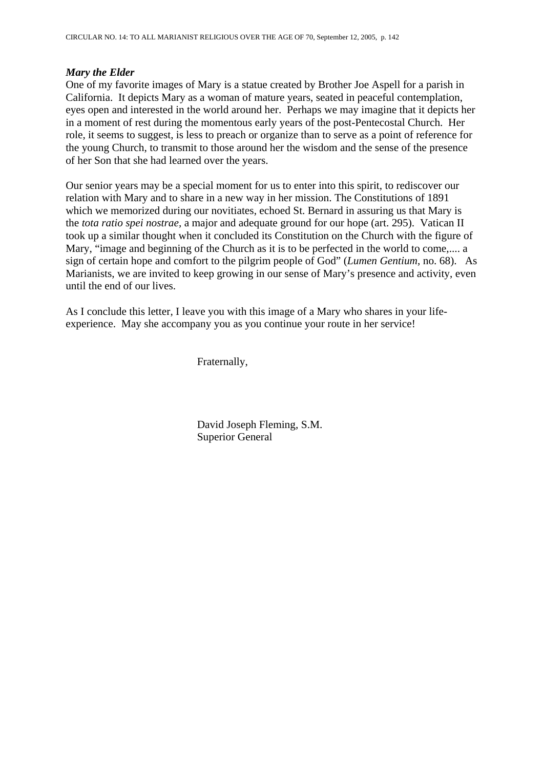***Mary the Elder***

One of my favorite images of Mary is a statue created by Brother Joe Aspell for a parish in California. It depicts Mary as a woman of mature years, seated in peaceful contemplation, eyes open and interested in the world around her. Perhaps we may imagine that it depicts her in a moment of rest during the momentous early years of the post-Pentecostal Church. Her role, it seems to suggest, is less to preach or organize than to serve as a point of reference for the young Church, to transmit to those around her the wisdom and the sense of the presence of her Son that she had learned over the years.

Our senior years may be a special moment for us to enter into this spirit, to rediscover our relation with Mary and to share in a new way in her mission. The Constitutions of 1891 which we memorized during our novitiates, echoed St. Bernard in assuring us that Mary is the *tota ratio spei nostrae*, a major and adequate ground for our hope (art. 295). Vatican II took up a similar thought when it concluded its Constitution on the Church with the figure of Mary, "image and beginning of the Church as it is to be perfected in the world to come,.... a sign of certain hope and comfort to the pilgrim people of God" (*Lumen Gentium*, no. 68). As Marianists, we are invited to keep growing in our sense of Mary's presence and activity, even until the end of our lives.

As I conclude this letter, I leave you with this image of a Mary who shares in your life-experience. May she accompany you as you continue your route in her service!

Fraternally,

David Joseph Fleming, S.M.
Superior General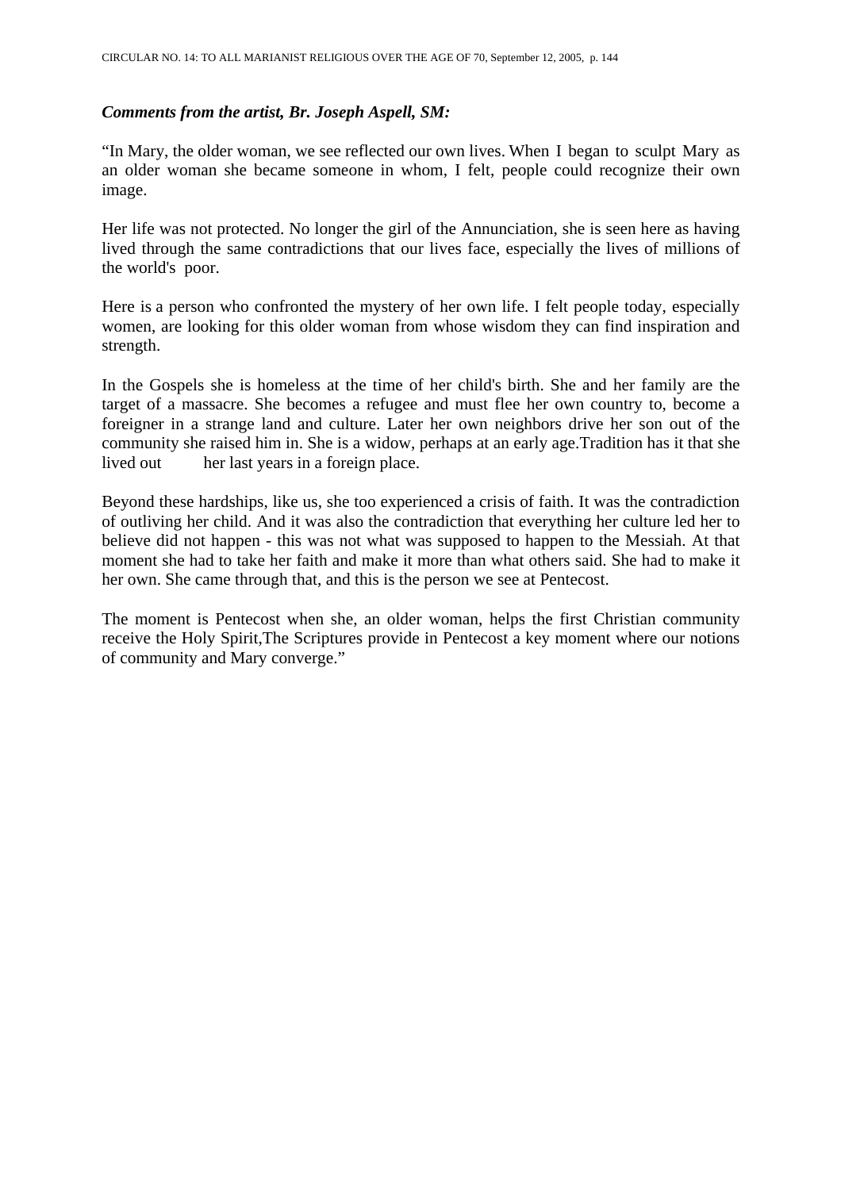***Comments from the artist, Br. Joseph Aspell, SM:***

“In Mary, the older woman, we see reflected our own lives. When I began to sculpt Mary as an older woman she became someone in whom, I felt, people could recognize their own image.

Her life was not protected. No longer the girl of the Annunciation, she is seen here as having lived through the same contradictions that our lives face, especially the lives of millions of the world's poor.

Here is a person who confronted the mystery of her own life. I felt people today, especially women, are looking for this older woman from whose wisdom they can find inspiration and strength.

In the Gospels she is homeless at the time of her child's birth. She and her family are the target of a massacre. She becomes a refugee and must flee her own country to, become a foreigner in a strange land and culture. Later her own neighbors drive her son out of the community she raised him in. She is a widow, perhaps at an early age.Tradition has it that she lived out her last years in a foreign place.

Beyond these hardships, like us, she too experienced a crisis of faith. It was the contradiction of outliving her child. And it was also the contradiction that everything her culture led her to believe did not happen - this was not what was supposed to happen to the Messiah. At that moment she had to take her faith and make it more than what others said. She had to make it her own. She came through that, and this is the person we see at Pentecost.

The moment is Pentecost when she, an older woman, helps the first Christian community receive the Holy Spirit,The Scriptures provide in Pentecost a key moment where our notions of community and Mary converge.”